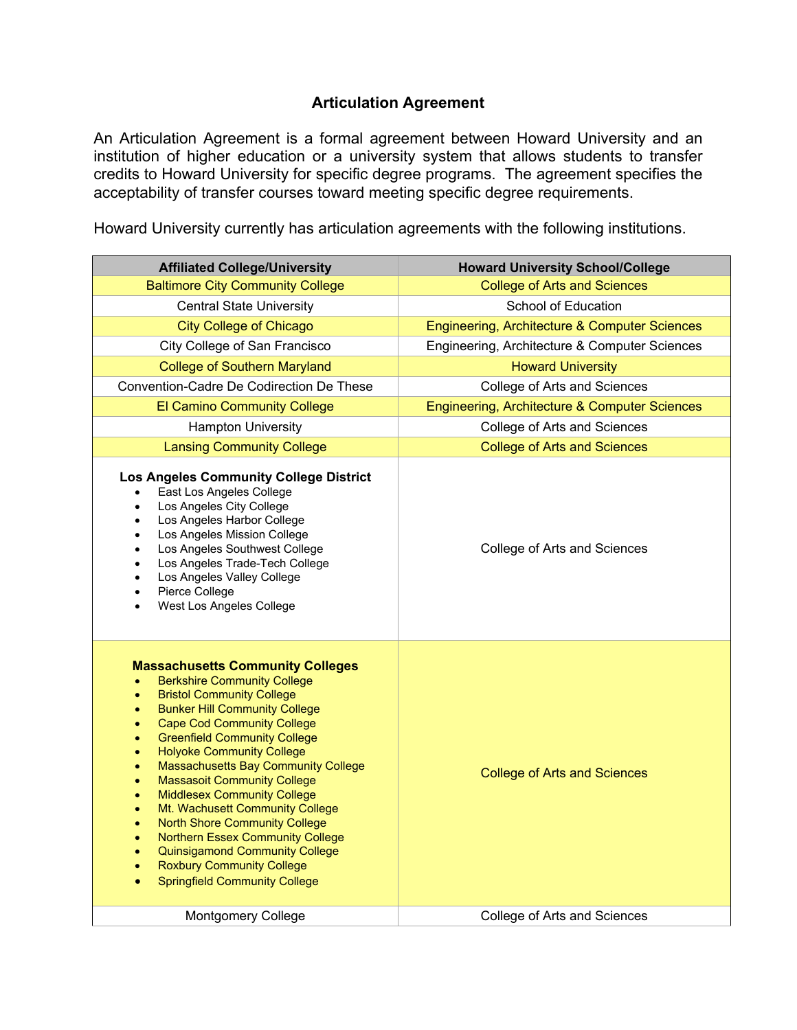# Articulation Agreement

An Articulation Agreement is a formal agreement between Howard University and an institution of higher education or a university system that allows students to transfer credits to Howard University for specific degree programs. The agreement specifies the acceptability of transfer courses toward meeting specific degree requirements.

Howard University currently has articulation agreements with the following institutions.

| Affiliated College/University | Howard University School/College |
|---|---|
| Baltimore City Community College | College of Arts and Sciences |
| Central State University | School of Education |
| City College of Chicago | Engineering, Architecture & Computer Sciences |
| City College of San Francisco | Engineering, Architecture & Computer Sciences |
| College of Southern Maryland | Howard University |
| Convention-Cadre De Codirection De These | College of Arts and Sciences |
| El Camino Community College | Engineering, Architecture & Computer Sciences |
| Hampton University | College of Arts and Sciences |
| Lansing Community College | College of Arts and Sciences |
| **Los Angeles Community College District**<br>• East Los Angeles College<br>• Los Angeles City College<br>• Los Angeles Harbor College<br>• Los Angeles Mission College<br>• Los Angeles Southwest College<br>• Los Angeles Trade-Tech College<br>• Los Angeles Valley College<br>• Pierce College<br>• West Los Angeles College | College of Arts and Sciences |
| **Massachusetts Community Colleges**<br>• Berkshire Community College<br>• Bristol Community College<br>• Bunker Hill Community College<br>• Cape Cod Community College<br>• Greenfield Community College<br>• Holyoke Community College<br>• Massachusetts Bay Community College<br>• Massasoit Community College<br>• Middlesex Community College<br>• Mt. Wachusett Community College<br>• North Shore Community College<br>• Northern Essex Community College<br>• Quinsigamond Community College<br>• Roxbury Community College<br>• Springfield Community College | College of Arts and Sciences |
| Montgomery College | College of Arts and Sciences |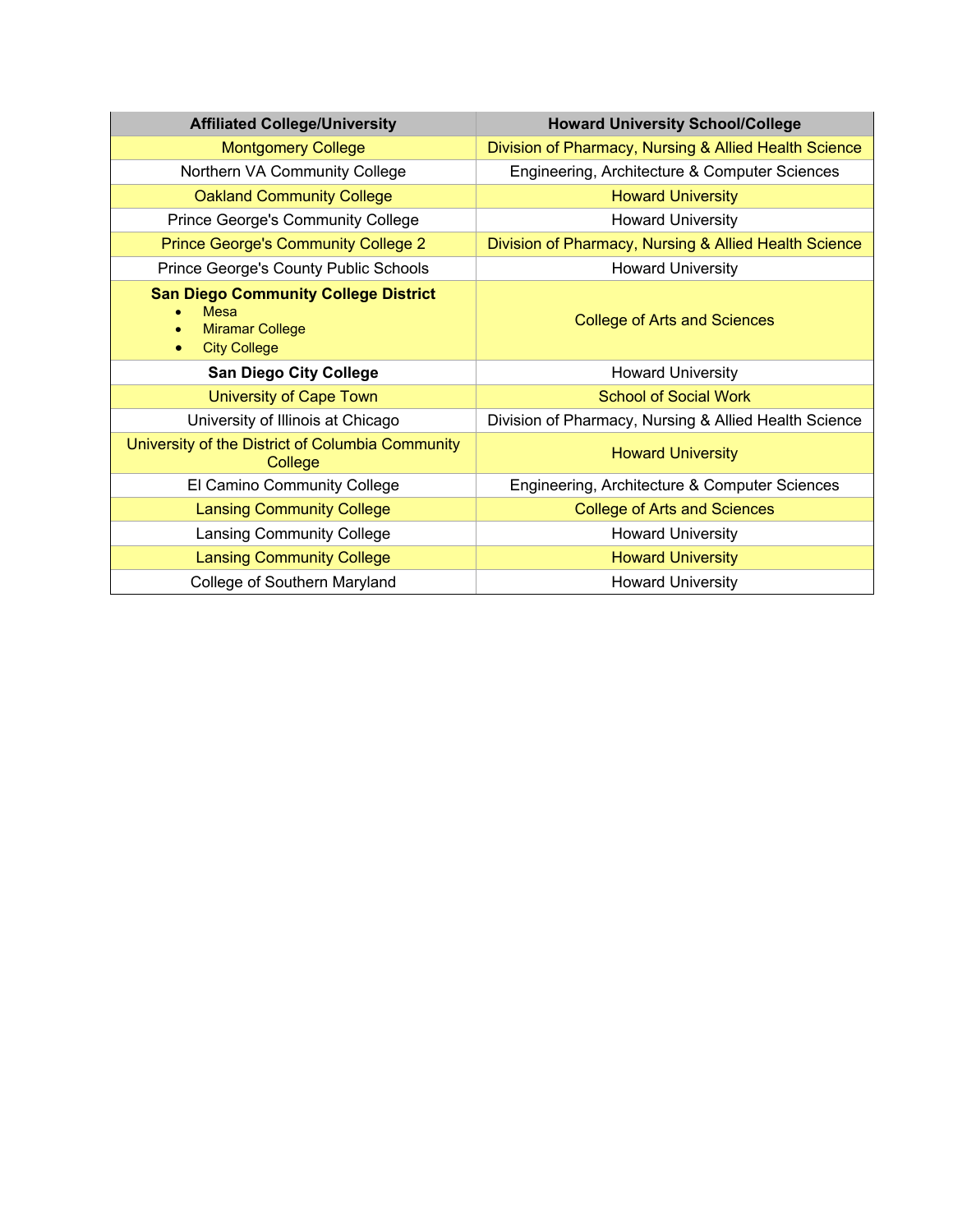| Affiliated College/University | Howard University School/College |
|---|---|
| Montgomery College | Division of Pharmacy, Nursing & Allied Health Science |
| Northern VA Community College | Engineering, Architecture & Computer Sciences |
| Oakland Community College | Howard University |
| Prince George's Community College | Howard University |
| Prince George's Community College 2 | Division of Pharmacy, Nursing & Allied Health Science |
| Prince George's County Public Schools | Howard University |
| **San Diego Community College District**<br>• Mesa<br>• Miramar College<br>• City College | College of Arts and Sciences |
| **San Diego City College** | Howard University |
| University of Cape Town | School of Social Work |
| University of Illinois at Chicago | Division of Pharmacy, Nursing & Allied Health Science |
| University of the District of Columbia Community College | Howard University |
| El Camino Community College | Engineering, Architecture & Computer Sciences |
| Lansing Community College | College of Arts and Sciences |
| Lansing Community College | Howard University |
| Lansing Community College | Howard University |
| College of Southern Maryland | Howard University |